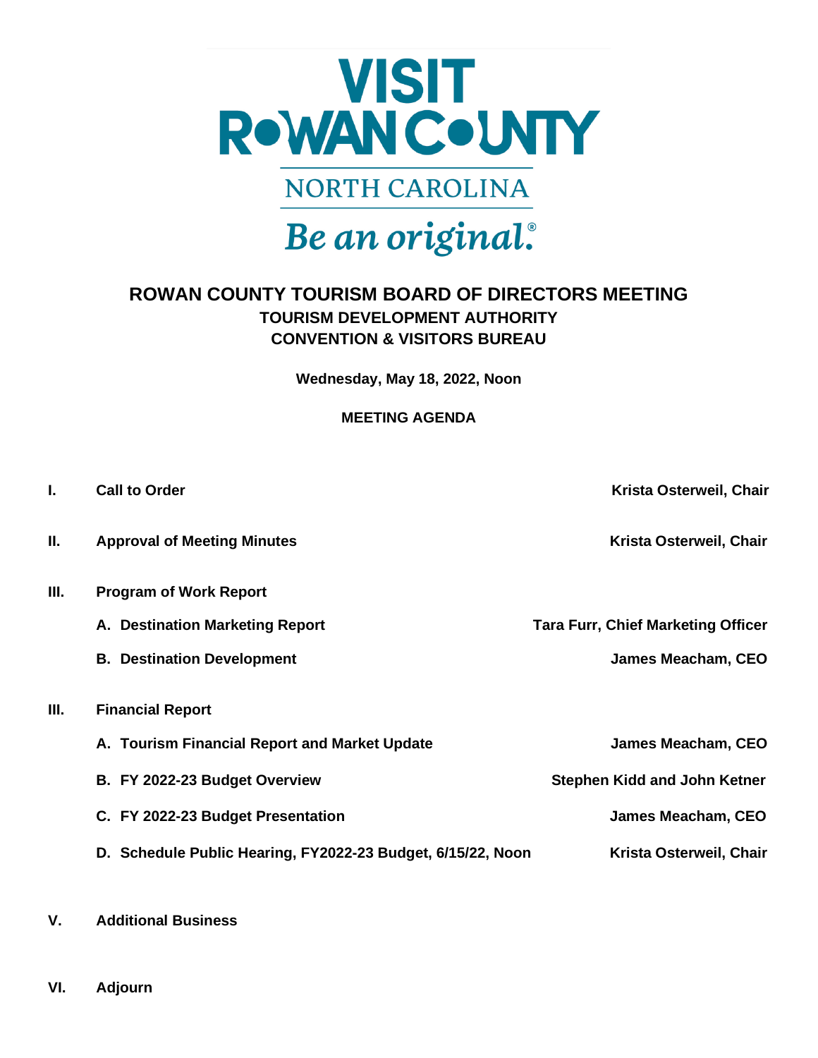VISIT ROWAN COUNTY

NORTH CAROLINA

*Be an original.®*

# ROWAN COUNTY TOURISM BOARD OF DIRECTORS MEETING

## TOURISM DEVELOPMENT AUTHORITY

## CONVENTION & VISITORS BUREAU

**Wednesday, May 18, 2022, Noon**

**MEETING AGENDA**

**I. Call to Order** — **Krista Osterweil, Chair**

**II. Approval of Meeting Minutes** — **Krista Osterweil, Chair**

**III. Program of Work Report**

- **A. Destination Marketing Report** — **Tara Furr, Chief Marketing Officer**
- **B. Destination Development** — **James Meacham, CEO**

**III. Financial Report**

- **A. Tourism Financial Report and Market Update** — **James Meacham, CEO**
- **B. FY 2022-23 Budget Overview** — **Stephen Kidd and John Ketner**
- **C. FY 2022-23 Budget Presentation** — **James Meacham, CEO**
- **D. Schedule Public Hearing, FY2022-23 Budget, 6/15/22, Noon** — **Krista Osterweil, Chair**

**V. Additional Business**

**VI. Adjourn**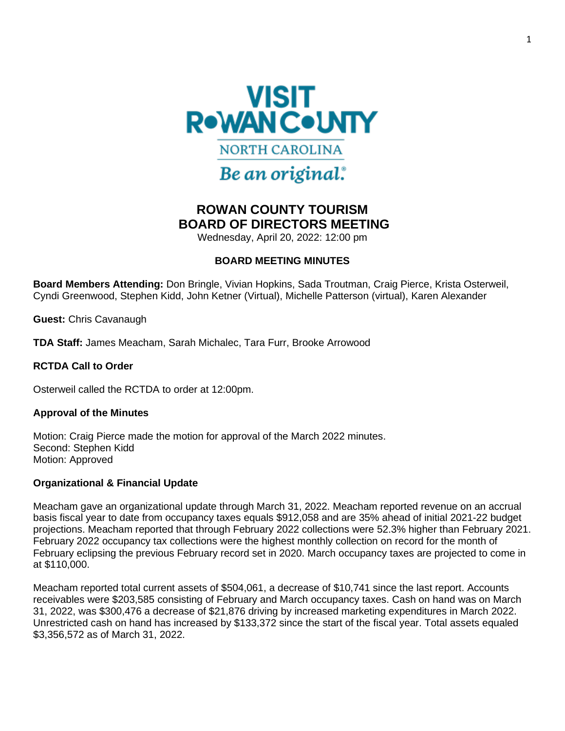# ROWAN COUNTY TOURISM BOARD OF DIRECTORS MEETING

Wednesday, April 20, 2022: 12:00 pm

## BOARD MEETING MINUTES

**Board Members Attending:** Don Bringle, Vivian Hopkins, Sada Troutman, Craig Pierce, Krista Osterweil, Cyndi Greenwood, Stephen Kidd, John Ketner (Virtual), Michelle Patterson (virtual), Karen Alexander

**Guest:** Chris Cavanaugh

**TDA Staff:** James Meacham, Sarah Michalec, Tara Furr, Brooke Arrowood

### RCTDA Call to Order

Osterweil called the RCTDA to order at 12:00pm.

### Approval of the Minutes

Motion: Craig Pierce made the motion for approval of the March 2022 minutes.
Second: Stephen Kidd
Motion: Approved

### Organizational & Financial Update

Meacham gave an organizational update through March 31, 2022. Meacham reported revenue on an accrual basis fiscal year to date from occupancy taxes equals $912,058 and are 35% ahead of initial 2021-22 budget projections. Meacham reported that through February 2022 collections were 52.3% higher than February 2021. February 2022 occupancy tax collections were the highest monthly collection on record for the month of February eclipsing the previous February record set in 2020. March occupancy taxes are projected to come in at $110,000.

Meacham reported total current assets of $504,061, a decrease of $10,741 since the last report. Accounts receivables were $203,585 consisting of February and March occupancy taxes. Cash on hand was on March 31, 2022, was $300,476 a decrease of $21,876 driving by increased marketing expenditures in March 2022. Unrestricted cash on hand has increased by $133,372 since the start of the fiscal year. Total assets equaled $3,356,572 as of March 31, 2022.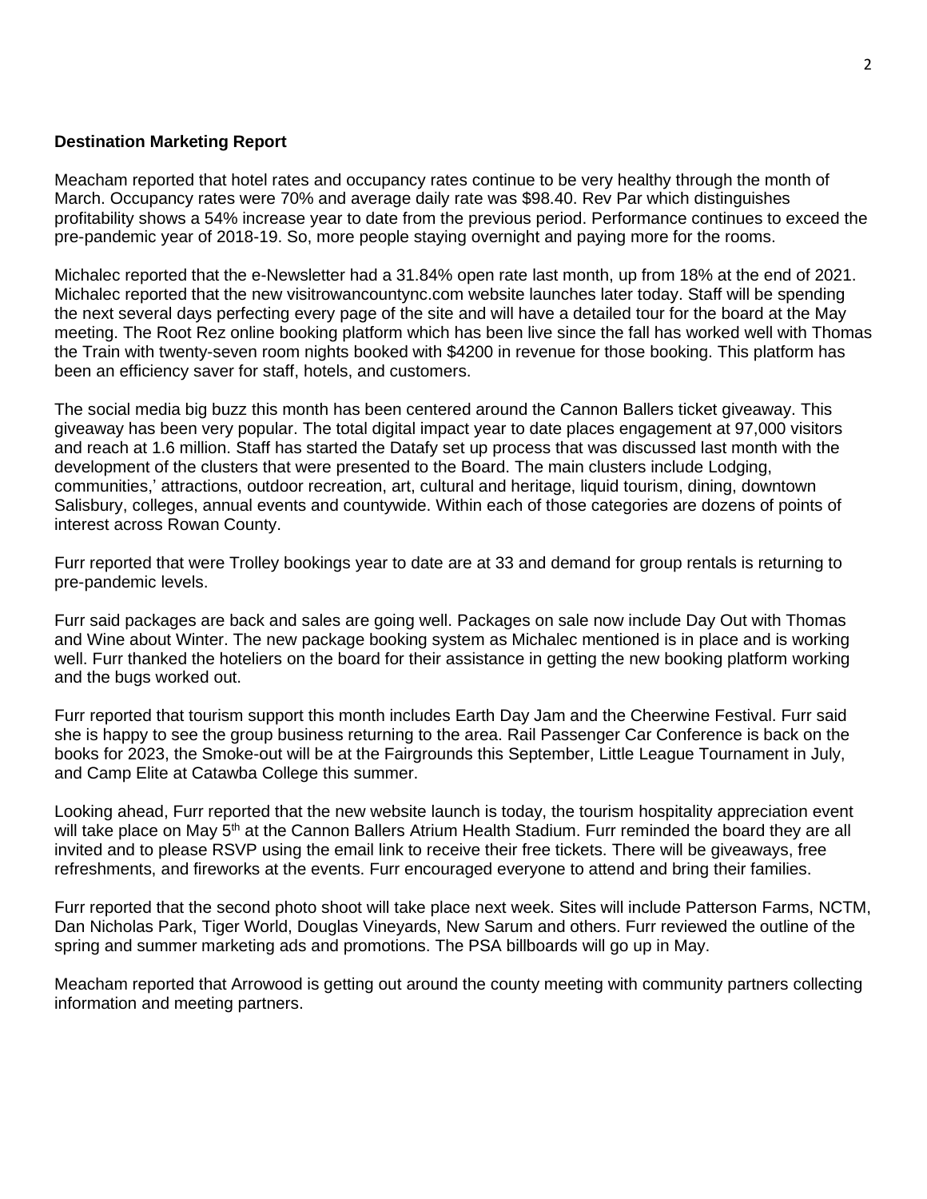**Destination Marketing Report**

Meacham reported that hotel rates and occupancy rates continue to be very healthy through the month of March. Occupancy rates were 70% and average daily rate was $98.40. Rev Par which distinguishes profitability shows a 54% increase year to date from the previous period. Performance continues to exceed the pre-pandemic year of 2018-19. So, more people staying overnight and paying more for the rooms.

Michalec reported that the e-Newsletter had a 31.84% open rate last month, up from 18% at the end of 2021. Michalec reported that the new visitrowancountync.com website launches later today. Staff will be spending the next several days perfecting every page of the site and will have a detailed tour for the board at the May meeting. The Root Rez online booking platform which has been live since the fall has worked well with Thomas the Train with twenty-seven room nights booked with $4200 in revenue for those booking. This platform has been an efficiency saver for staff, hotels, and customers.

The social media big buzz this month has been centered around the Cannon Ballers ticket giveaway. This giveaway has been very popular. The total digital impact year to date places engagement at 97,000 visitors and reach at 1.6 million. Staff has started the Datafy set up process that was discussed last month with the development of the clusters that were presented to the Board. The main clusters include Lodging, communities,' attractions, outdoor recreation, art, cultural and heritage, liquid tourism, dining, downtown Salisbury, colleges, annual events and countywide. Within each of those categories are dozens of points of interest across Rowan County.

Furr reported that were Trolley bookings year to date are at 33 and demand for group rentals is returning to pre-pandemic levels.

Furr said packages are back and sales are going well. Packages on sale now include Day Out with Thomas and Wine about Winter. The new package booking system as Michalec mentioned is in place and is working well. Furr thanked the hoteliers on the board for their assistance in getting the new booking platform working and the bugs worked out.

Furr reported that tourism support this month includes Earth Day Jam and the Cheerwine Festival. Furr said she is happy to see the group business returning to the area. Rail Passenger Car Conference is back on the books for 2023, the Smoke-out will be at the Fairgrounds this September, Little League Tournament in July, and Camp Elite at Catawba College this summer.

Looking ahead, Furr reported that the new website launch is today, the tourism hospitality appreciation event will take place on May 5th at the Cannon Ballers Atrium Health Stadium. Furr reminded the board they are all invited and to please RSVP using the email link to receive their free tickets. There will be giveaways, free refreshments, and fireworks at the events. Furr encouraged everyone to attend and bring their families.

Furr reported that the second photo shoot will take place next week. Sites will include Patterson Farms, NCTM, Dan Nicholas Park, Tiger World, Douglas Vineyards, New Sarum and others. Furr reviewed the outline of the spring and summer marketing ads and promotions. The PSA billboards will go up in May.

Meacham reported that Arrowood is getting out around the county meeting with community partners collecting information and meeting partners.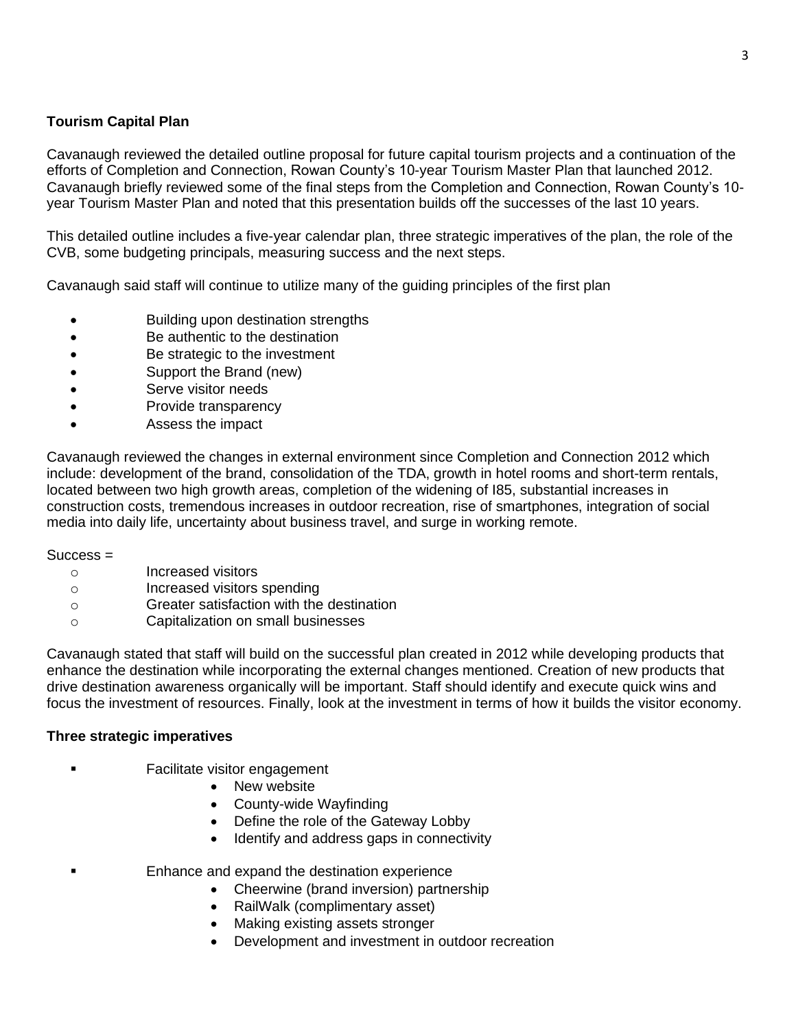**Tourism Capital Plan**

Cavanaugh reviewed the detailed outline proposal for future capital tourism projects and a continuation of the efforts of Completion and Connection, Rowan County's 10-year Tourism Master Plan that launched 2012. Cavanaugh briefly reviewed some of the final steps from the Completion and Connection, Rowan County's 10-year Tourism Master Plan and noted that this presentation builds off the successes of the last 10 years.

This detailed outline includes a five-year calendar plan, three strategic imperatives of the plan, the role of the CVB, some budgeting principals, measuring success and the next steps.

Cavanaugh said staff will continue to utilize many of the guiding principles of the first plan

- Building upon destination strengths
- Be authentic to the destination
- Be strategic to the investment
- Support the Brand (new)
- Serve visitor needs
- Provide transparency
- Assess the impact

Cavanaugh reviewed the changes in external environment since Completion and Connection 2012 which include: development of the brand, consolidation of the TDA, growth in hotel rooms and short-term rentals, located between two high growth areas, completion of the widening of I85, substantial increases in construction costs, tremendous increases in outdoor recreation, rise of smartphones, integration of social media into daily life, uncertainty about business travel, and surge in working remote.

Success =

- Increased visitors
- Increased visitors spending
- Greater satisfaction with the destination
- Capitalization on small businesses

Cavanaugh stated that staff will build on the successful plan created in 2012 while developing products that enhance the destination while incorporating the external changes mentioned. Creation of new products that drive destination awareness organically will be important. Staff should identify and execute quick wins and focus the investment of resources. Finally, look at the investment in terms of how it builds the visitor economy.

**Three strategic imperatives**

- Facilitate visitor engagement
    - New website
    - County-wide Wayfinding
    - Define the role of the Gateway Lobby
    - Identify and address gaps in connectivity
- Enhance and expand the destination experience
    - Cheerwine (brand inversion) partnership
    - RailWalk (complimentary asset)
    - Making existing assets stronger
    - Development and investment in outdoor recreation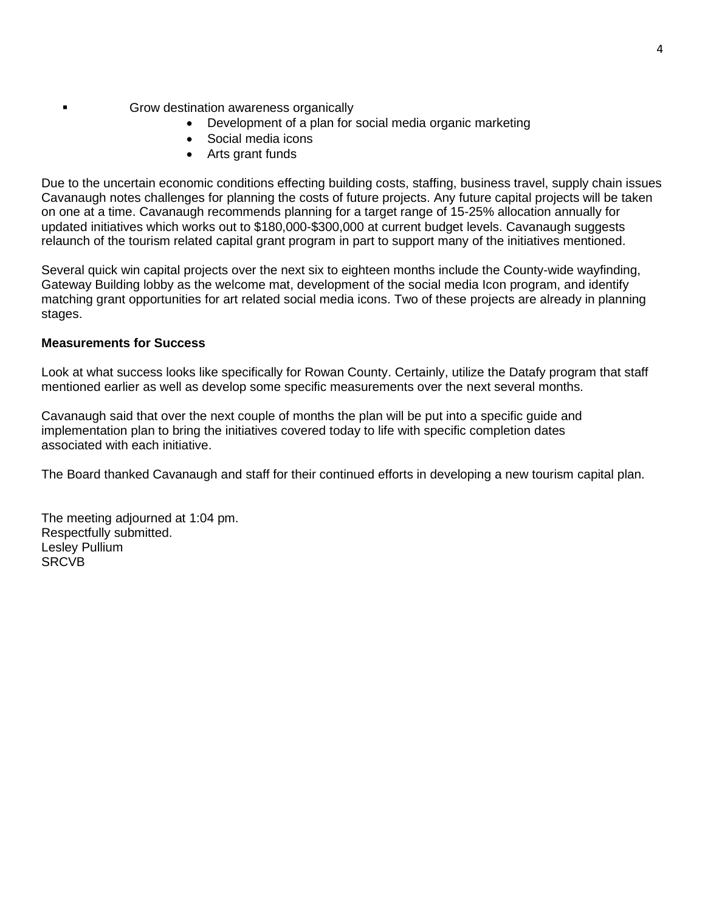- Grow destination awareness organically
  - Development of a plan for social media organic marketing
  - Social media icons
  - Arts grant funds

Due to the uncertain economic conditions effecting building costs, staffing, business travel, supply chain issues Cavanaugh notes challenges for planning the costs of future projects. Any future capital projects will be taken on one at a time. Cavanaugh recommends planning for a target range of 15-25% allocation annually for updated initiatives which works out to $180,000-$300,000 at current budget levels. Cavanaugh suggests relaunch of the tourism related capital grant program in part to support many of the initiatives mentioned.

Several quick win capital projects over the next six to eighteen months include the County-wide wayfinding, Gateway Building lobby as the welcome mat, development of the social media Icon program, and identify matching grant opportunities for art related social media icons. Two of these projects are already in planning stages.

**Measurements for Success**

Look at what success looks like specifically for Rowan County. Certainly, utilize the Datafy program that staff mentioned earlier as well as develop some specific measurements over the next several months.

Cavanaugh said that over the next couple of months the plan will be put into a specific guide and implementation plan to bring the initiatives covered today to life with specific completion dates associated with each initiative.

The Board thanked Cavanaugh and staff for their continued efforts in developing a new tourism capital plan.

The meeting adjourned at 1:04 pm.
Respectfully submitted.
Lesley Pullium
SRCVB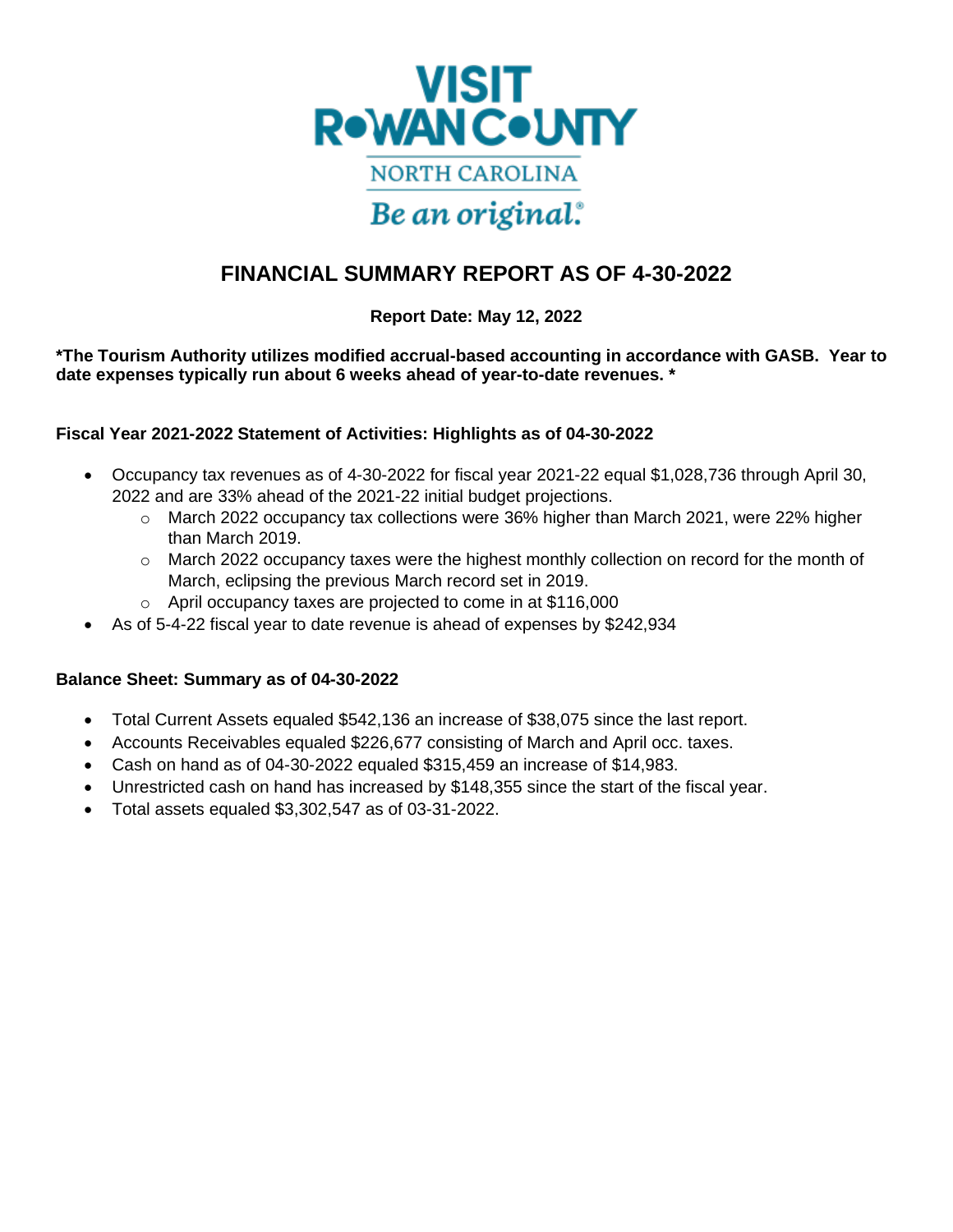VISIT ROWAN COUNTY

NORTH CAROLINA

*Be an original.*

# FINANCIAL SUMMARY REPORT AS OF 4-30-2022

**Report Date: May 12, 2022**

**\*The Tourism Authority utilizes modified accrual-based accounting in accordance with GASB. Year to date expenses typically run about 6 weeks ahead of year-to-date revenues. \***

### Fiscal Year 2021-2022 Statement of Activities: Highlights as of 04-30-2022

- Occupancy tax revenues as of 4-30-2022 for fiscal year 2021-22 equal $1,028,736 through April 30, 2022 and are 33% ahead of the 2021-22 initial budget projections.
  - March 2022 occupancy tax collections were 36% higher than March 2021, were 22% higher than March 2019.
  - March 2022 occupancy taxes were the highest monthly collection on record for the month of March, eclipsing the previous March record set in 2019.
  - April occupancy taxes are projected to come in at $116,000
- As of 5-4-22 fiscal year to date revenue is ahead of expenses by $242,934

### Balance Sheet: Summary as of 04-30-2022

- Total Current Assets equaled $542,136 an increase of $38,075 since the last report.
- Accounts Receivables equaled $226,677 consisting of March and April occ. taxes.
- Cash on hand as of 04-30-2022 equaled $315,459 an increase of $14,983.
- Unrestricted cash on hand has increased by $148,355 since the start of the fiscal year.
- Total assets equaled $3,302,547 as of 03-31-2022.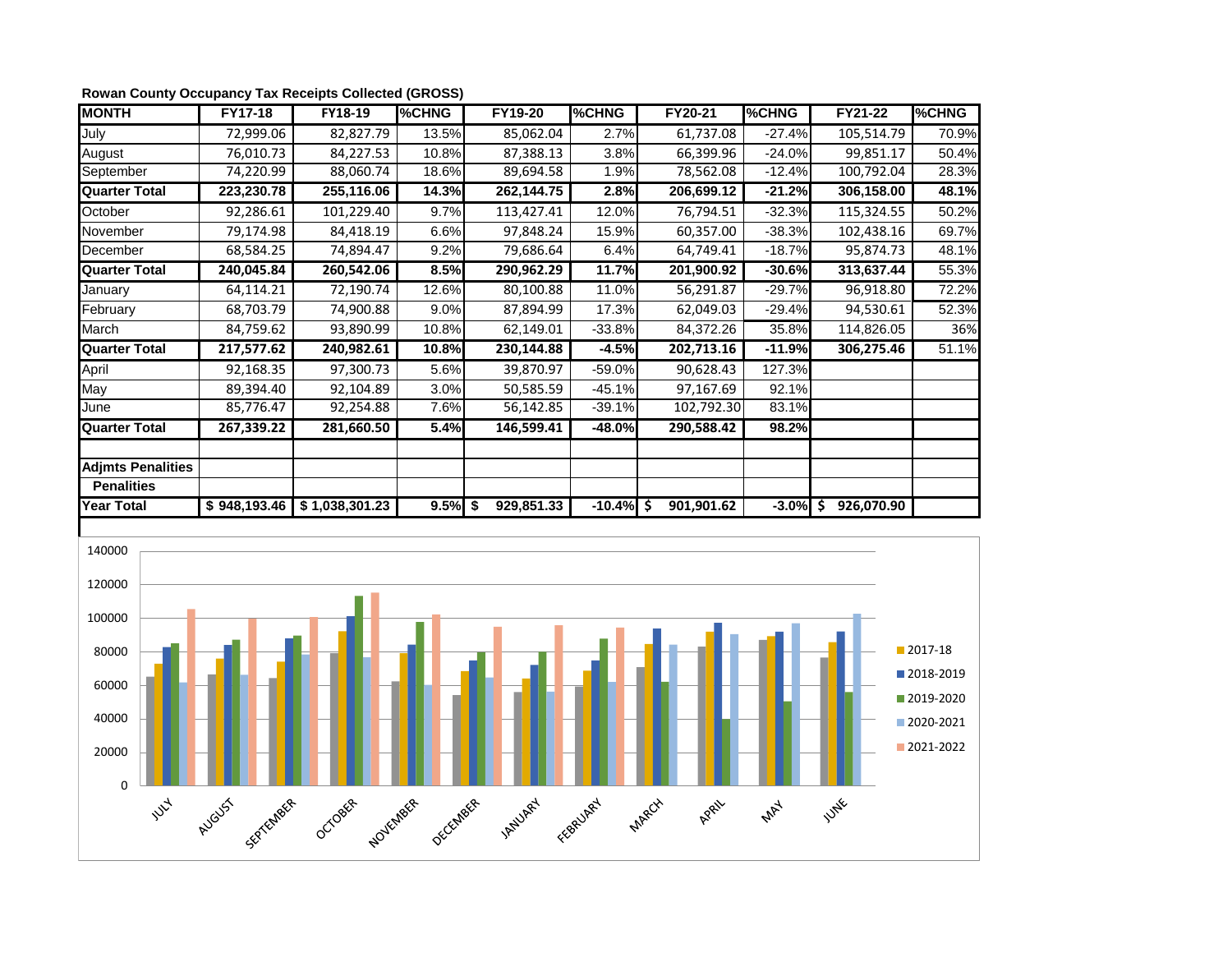**Rowan County Occupancy Tax Receipts Collected (GROSS)**

| MONTH | FY17-18 | FY18-19 | %CHNG | FY19-20 | %CHNG | FY20-21 | %CHNG | FY21-22 | %CHNG |
|---|---|---|---|---|---|---|---|---|---|
| July | 72,999.06 | 82,827.79 | 13.5% | 85,062.04 | 2.7% | 61,737.08 | -27.4% | 105,514.79 | 70.9% |
| August | 76,010.73 | 84,227.53 | 10.8% | 87,388.13 | 3.8% | 66,399.96 | -24.0% | 99,851.17 | 50.4% |
| September | 74,220.99 | 88,060.74 | 18.6% | 89,694.58 | 1.9% | 78,562.08 | -12.4% | 100,792.04 | 28.3% |
| **Quarter Total** | **223,230.78** | **255,116.06** | **14.3%** | **262,144.75** | **2.8%** | **206,699.12** | **-21.2%** | **306,158.00** | **48.1%** |
| October | 92,286.61 | 101,229.40 | 9.7% | 113,427.41 | 12.0% | 76,794.51 | -32.3% | 115,324.55 | 50.2% |
| November | 79,174.98 | 84,418.19 | 6.6% | 97,848.24 | 15.9% | 60,357.00 | -38.3% | 102,438.16 | 69.7% |
| December | 68,584.25 | 74,894.47 | 9.2% | 79,686.64 | 6.4% | 64,749.41 | -18.7% | 95,874.73 | 48.1% |
| **Quarter Total** | **240,045.84** | **260,542.06** | **8.5%** | **290,962.29** | **11.7%** | **201,900.92** | **-30.6%** | **313,637.44** | 55.3% |
| January | 64,114.21 | 72,190.74 | 12.6% | 80,100.88 | 11.0% | 56,291.87 | -29.7% | 96,918.80 | 72.2% |
| February | 68,703.79 | 74,900.88 | 9.0% | 87,894.99 | 17.3% | 62,049.03 | -29.4% | 94,530.61 | 52.3% |
| March | 84,759.62 | 93,890.99 | 10.8% | 62,149.01 | -33.8% | 84,372.26 | 35.8% | 114,826.05 | 36% |
| **Quarter Total** | **217,577.62** | **240,982.61** | **10.8%** | **230,144.88** | **-4.5%** | **202,713.16** | **-11.9%** | **306,275.46** | 51.1% |
| April | 92,168.35 | 97,300.73 | 5.6% | 39,870.97 | -59.0% | 90,628.43 | 127.3% | | |
| May | 89,394.40 | 92,104.89 | 3.0% | 50,585.59 | -45.1% | 97,167.69 | 92.1% | | |
| June | 85,776.47 | 92,254.88 | 7.6% | 56,142.85 | -39.1% | 102,792.30 | 83.1% | | |
| **Quarter Total** | **267,339.22** | **281,660.50** | **5.4%** | **146,599.41** | **-48.0%** | **290,588.42** | **98.2%** | | |
| | | | | | | | | | |
| **Adjmts Penalities** | | | | | | | | | |
| **Penalities** | | | | | | | | | |
| **Year Total** | **$ 948,193.46** | **$ 1,038,301.23** | **9.5%** | **$ 929,851.33** | **-10.4%** | **$ 901,901.62** | **-3.0%** | **$ 926,070.90** | |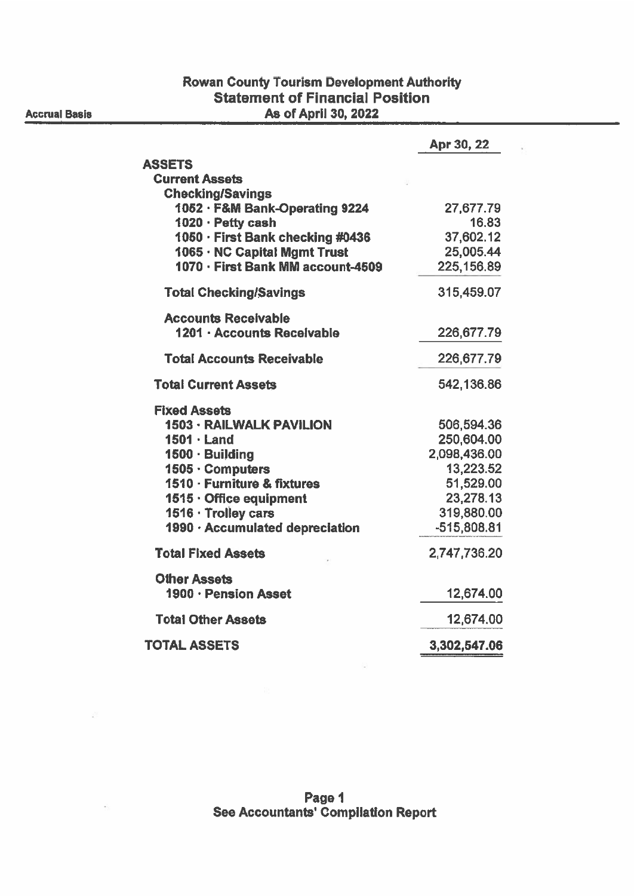# Rowan County Tourism Development Authority
## Statement of Financial Position
### As of April 30, 2022

Accrual Basis

| | Apr 30, 22 |
|---|---|
| **ASSETS** | |
| **Current Assets** | |
| **Checking/Savings** | |
| 1052 · F&M Bank-Operating 9224 | 27,677.79 |
| 1020 · Petty cash | 16.83 |
| 1050 · First Bank checking #0436 | 37,602.12 |
| 1065 · NC Capital Mgmt Trust | 25,005.44 |
| 1070 · First Bank MM account-4509 | 225,156.89 |
| **Total Checking/Savings** | 315,459.07 |
| **Accounts Receivable** | |
| 1201 · Accounts Receivable | 226,677.79 |
| **Total Accounts Receivable** | 226,677.79 |
| **Total Current Assets** | 542,136.86 |
| **Fixed Assets** | |
| 1503 · RAILWALK PAVILION | 506,594.36 |
| 1501 · Land | 250,604.00 |
| 1500 · Building | 2,098,436.00 |
| 1505 · Computers | 13,223.52 |
| 1510 · Furniture & fixtures | 51,529.00 |
| 1515 · Office equipment | 23,278.13 |
| 1516 · Trolley cars | 319,880.00 |
| 1990 · Accumulated depreciation | -515,808.81 |
| **Total Fixed Assets** | 2,747,736.20 |
| **Other Assets** | |
| 1900 · Pension Asset | 12,674.00 |
| **Total Other Assets** | 12,674.00 |
| **TOTAL ASSETS** | 3,302,547.06 |

See Accountants' Compilation Report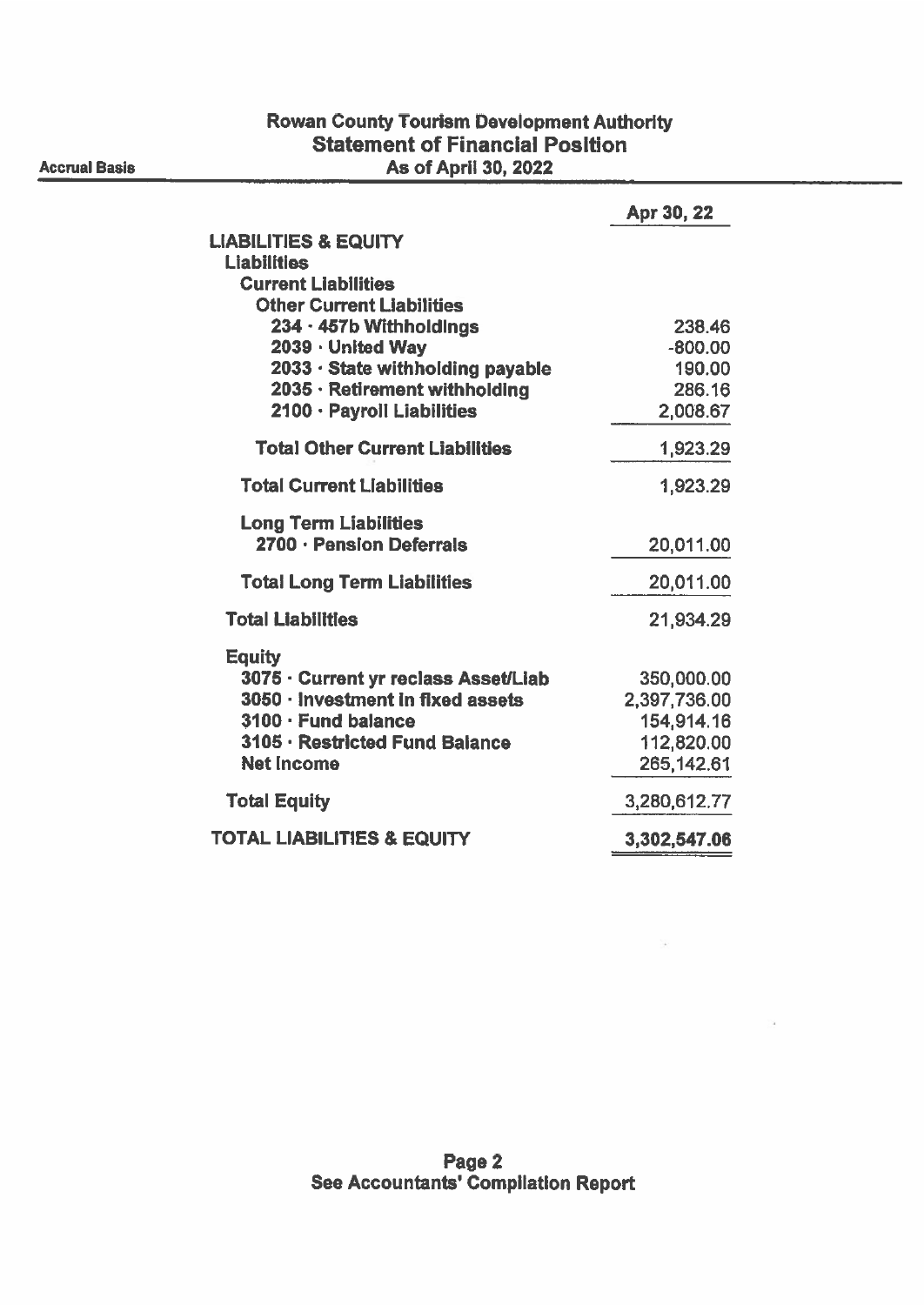# Rowan County Tourism Development Authority

## Statement of Financial Position

**Accrual Basis** — **As of April 30, 2022**

| | Apr 30, 22 |
|---|---|
| **LIABILITIES & EQUITY** | |
| **Liabilities** | |
| **Current Liabilities** | |
| **Other Current Liabilities** | |
| **234 · 457b Withholdings** | 238.46 |
| **2039 · United Way** | -800.00 |
| **2033 · State withholding payable** | 190.00 |
| **2035 · Retirement withholding** | 286.16 |
| **2100 · Payroll Liabilities** | 2,008.67 |
| **Total Other Current Liabilities** | 1,923.29 |
| **Total Current Liabilities** | 1,923.29 |
| **Long Term Liabilities** | |
| **2700 · Pension Deferrals** | 20,011.00 |
| **Total Long Term Liabilities** | 20,011.00 |
| **Total Liabilities** | 21,934.29 |
| **Equity** | |
| **3075 · Current yr reclass Asset/Liab** | 350,000.00 |
| **3050 · Investment in fixed assets** | 2,397,736.00 |
| **3100 · Fund balance** | 154,914.16 |
| **3105 · Restricted Fund Balance** | 112,820.00 |
| **Net Income** | 265,142.61 |
| **Total Equity** | 3,280,612.77 |
| **TOTAL LIABILITIES & EQUITY** | 3,302,547.06 |

**See Accountants' Compilation Report**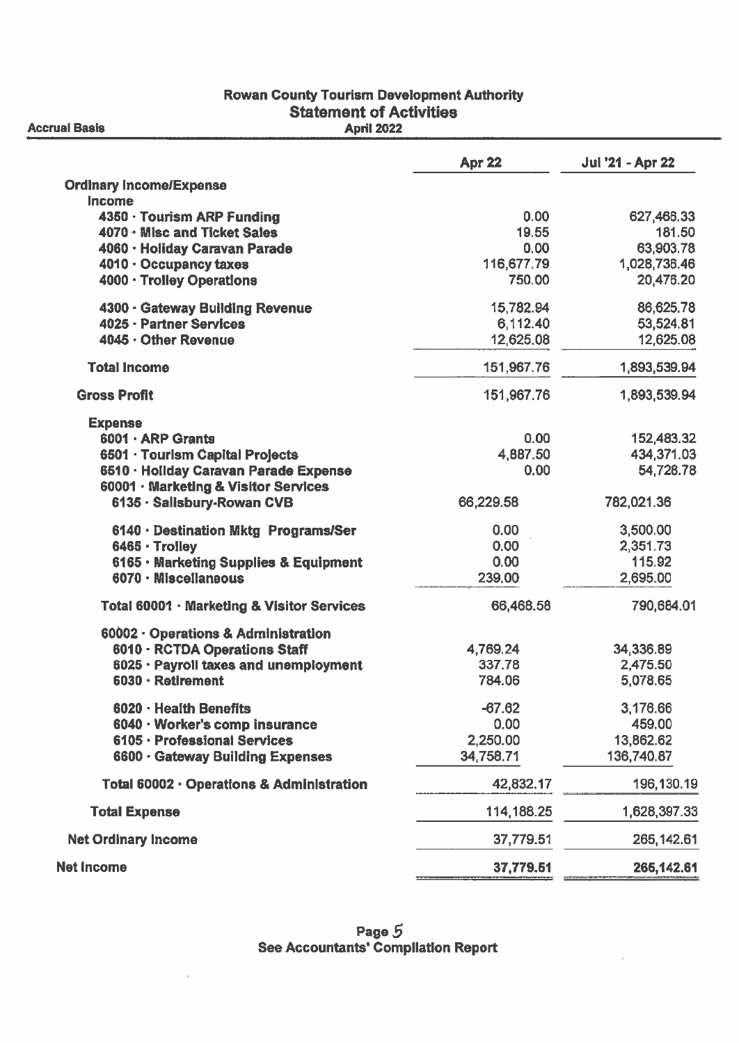# Rowan County Tourism Development Authority

## Statement of Activities

**Accrual Basis** — **April 2022**

| | Apr 22 | Jul '21 - Apr 22 |
|---|---|---|
| **Ordinary Income/Expense** | | |
| **Income** | | |
| 4350 · Tourism ARP Funding | 0.00 | 627,468.33 |
| 4070 · Misc and Ticket Sales | 19.55 | 181.50 |
| 4060 · Holiday Caravan Parade | 0.00 | 63,903.78 |
| 4010 · Occupancy taxes | 116,677.79 | 1,028,736.46 |
| 4000 · Trolley Operations | 750.00 | 20,476.20 |
| 4300 · Gateway Building Revenue | 15,782.94 | 86,625.78 |
| 4025 · Partner Services | 6,112.40 | 53,524.81 |
| 4045 · Other Revenue | 12,625.08 | 12,625.08 |
| **Total Income** | 151,967.76 | 1,893,539.94 |
| **Gross Profit** | 151,967.76 | 1,893,539.94 |
| **Expense** | | |
| 6001 · ARP Grants | 0.00 | 152,483.32 |
| 6501 · Tourism Capital Projects | 4,887.50 | 434,371.03 |
| 6510 · Holiday Caravan Parade Expense | 0.00 | 54,728.78 |
| 60001 · Marketing & Visitor Services | | |
| 6135 · Salisbury-Rowan CVB | 66,229.58 | 782,021.36 |
| 6140 · Destination Mktg Programs/Ser | 0.00 | 3,500.00 |
| 6465 · Trolley | 0.00 | 2,351.73 |
| 6165 · Marketing Supplies & Equipment | 0.00 | 115.92 |
| 6070 · Miscellaneous | 239.00 | 2,695.00 |
| **Total 60001 · Marketing & Visitor Services** | 66,468.58 | 790,684.01 |
| 60002 · Operations & Administration | | |
| 6010 · RCTDA Operations Staff | 4,769.24 | 34,336.89 |
| 6025 · Payroll taxes and unemployment | 337.78 | 2,475.50 |
| 6030 · Retirement | 784.06 | 5,078.65 |
| 6020 · Health Benefits | -67.62 | 3,176.66 |
| 6040 · Worker's comp insurance | 0.00 | 459.00 |
| 6105 · Professional Services | 2,250.00 | 13,862.62 |
| 6600 · Gateway Building Expenses | 34,758.71 | 136,740.87 |
| **Total 60002 · Operations & Administration** | 42,832.17 | 196,130.19 |
| **Total Expense** | 114,188.25 | 1,628,397.33 |
| **Net Ordinary Income** | 37,779.51 | 265,142.61 |
| **Net Income** | **37,779.51** | **265,142.61** |

**See Accountants' Compilation Report**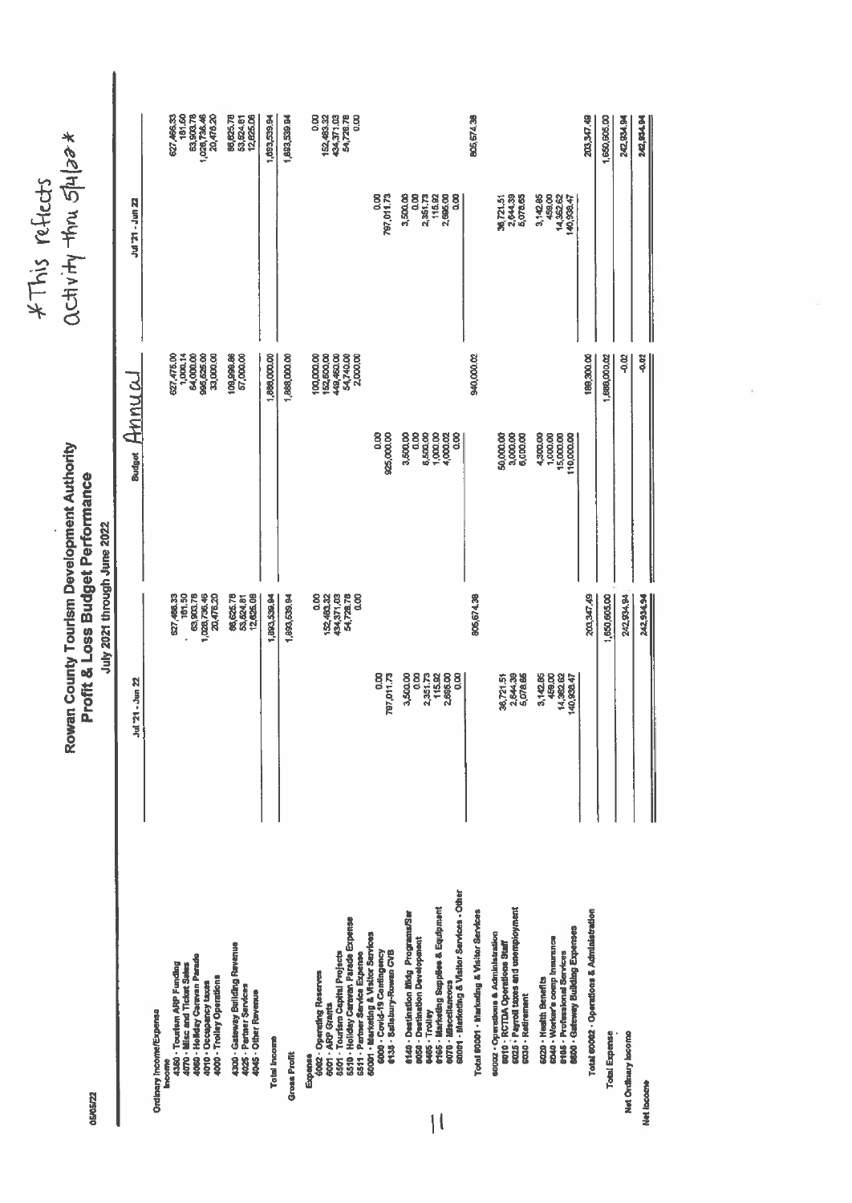05/05/22

# Rowan County Tourism Development Authority

## Profit & Loss Budget Performance

### July 2021 through June 2022

*This reflects activity thru 5/4/22*

| | Jul '21 - Jun 22 | Budget Annual | Jul '21 - Jun 22 |
|---|---|---|---|
| **Ordinary Income/Expense** | | | |
| **Income** | | | |
| 4350 · Tourism ARP Funding | 627,466.33 | 627,476.00 | 627,466.33 |
| 4070 · Misc and Ticket Sales | 161.50 | 1,000.14 | 161.50 |
| 4060 · Holiday Caravan Parade | 63,903.78 | 64,000.00 | 63,903.78 |
| 4010 · Occupancy taxes | 1,028,736.46 | 995,625.00 | 1,028,736.46 |
| 4000 · Trolley Operations | 20,476.20 | 33,000.00 | 20,476.20 |
| 4300 · Gateway Building Revenue | 86,625.78 | 109,999.86 | 86,625.78 |
| 4025 · Partner Services | 53,524.61 | 57,000.00 | 53,524.61 |
| 4045 · Other Revenue | 12,625.08 | | 12,625.08 |
| **Total Income** | 1,893,539.94 | 1,888,000.00 | 1,893,539.94 |
| **Gross Profit** | 1,893,539.94 | 1,888,000.00 | 1,893,539.94 |
| **Expense** | | | |
| 6002 · Operating Reserves | 0.00 | 100,000.00 | 0.00 |
| 6001 · ARP Grants | 152,483.32 | 152,500.00 | 152,483.32 |
| 6501 · Tourism Capital Projects | 434,371.03 | 449,460.00 | 434,371.03 |
| 6510 · Holiday Caravan Parade Expense | 54,728.78 | 54,740.00 | 54,728.78 |
| 6511 · Partner Service Expense | 0.00 | 2,000.00 | 0.00 |
| 60001 · Marketing & Visitor Services | | | |
| 6000 · Covid-19 Contingency | 0.00 | 0.00 | 0.00 |
| 6135 · Salisbury-Rowan CVB | 797,011.73 | 925,000.00 | 797,011.73 |
| 6140 · Destination Bldg Programs/Ser | 3,500.00 | 3,500.00 | 3,500.00 |
| 6050 · Destination Development | 0.00 | 0.00 | 0.00 |
| 6465 · Trolley | 2,351.73 | 6,500.00 | 2,351.73 |
| 6165 · Marketing Supplies & Equipment | 115.92 | 1,000.00 | 115.92 |
| 6070 · Miscellaneous | 2,695.00 | 4,000.02 | 2,695.00 |
| 60001 · Marketing & Visitor Services - Other | 0.00 | 0.00 | 0.00 |
| **Total 60001 · Marketing & Visitor Services** | 805,674.38 | 940,000.02 | 805,674.38 |
| 60002 · Operations & Administration | | | |
| 6010 · RCTDA Operations Staff | 36,721.51 | 50,000.00 | 36,721.51 |
| 6025 · Payroll taxes and unemployment | 2,644.39 | 3,000.00 | 2,644.39 |
| 6030 · Retirement | 5,078.65 | 6,000.00 | 5,078.65 |
| 6020 · Health Benefits | 3,142.85 | 4,300.00 | 3,142.85 |
| 6040 · Worker's comp insurance | 459.00 | 1,000.00 | 459.00 |
| 6185 · Professional Services | 14,362.62 | 15,000.00 | 14,362.62 |
| 6600 · Gateway Building Expenses | 140,938.47 | 110,000.00 | 140,938.47 |
| **Total 60002 · Operations & Administration** | 203,347.49 | 189,300.00 | 203,347.49 |
| **Total Expense** | 1,650,605.00 | 1,888,000.02 | 1,650,605.00 |
| **Net Ordinary Income** | 242,934.94 | -0.02 | 242,934.94 |
| **Net Income** | 242,934.94 | -0.02 | 242,934.94 |